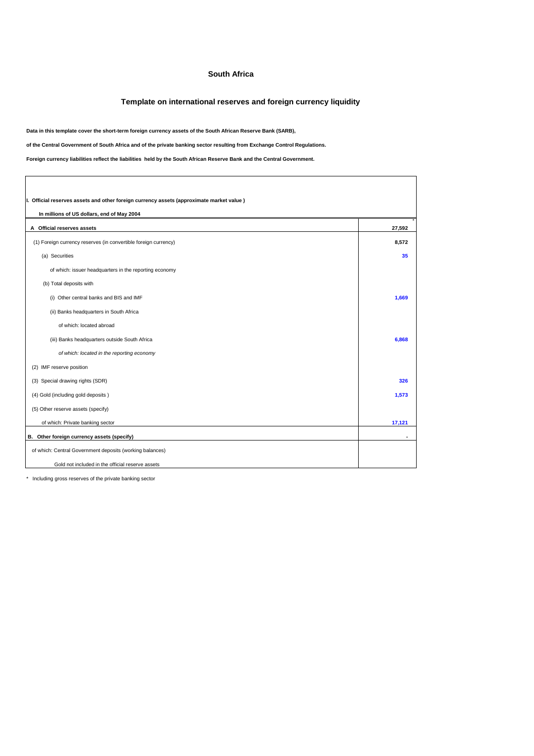# South Africa

## Template on international reserves and foreign currency liquidity

**Data in this template cover the short-term foreign currency assets of the South African Reserve Bank (SARB),**

**of the Central Government of South Africa and of the private banking sector resulting from Exchange Control Regulations.**

**Foreign currency liabilities reflect the liabilities held by the South African Reserve Bank and the Central Government.**

| **I. Official reserves assets and other foreign currency assets (approximate market value )** | |
|---|---|
| **In millions of US dollars, end of May 2004** | |
| **A Official reserves assets** | **27,592** * |
| (1) Foreign currency reserves (in convertible foreign currency) | **8,572** |
| (a) Securities | **35** |
| of which: issuer headquarters in the reporting economy | |
| (b) Total deposits with | |
| (i) Other central banks and BIS and IMF | **1,669** |
| (ii) Banks headquarters in South Africa | |
| of which: located abroad | |
| (iii) Banks headquarters outside South Africa | **6,868** |
| *of which: located in the reporting economy* | |
| (2) IMF reserve position | |
| (3) Special drawing rights (SDR) | **326** |
| (4) Gold (including gold deposits ) | **1,573** |
| (5) Other reserve assets (specify) | |
| of which: Private banking sector | **17,121** |
| **B. Other foreign currency assets (specify)** | **-** |
| of which: Central Government deposits (working balances) | |
| Gold not included in the official reserve assets | |

\* Including gross reserves of the private banking sector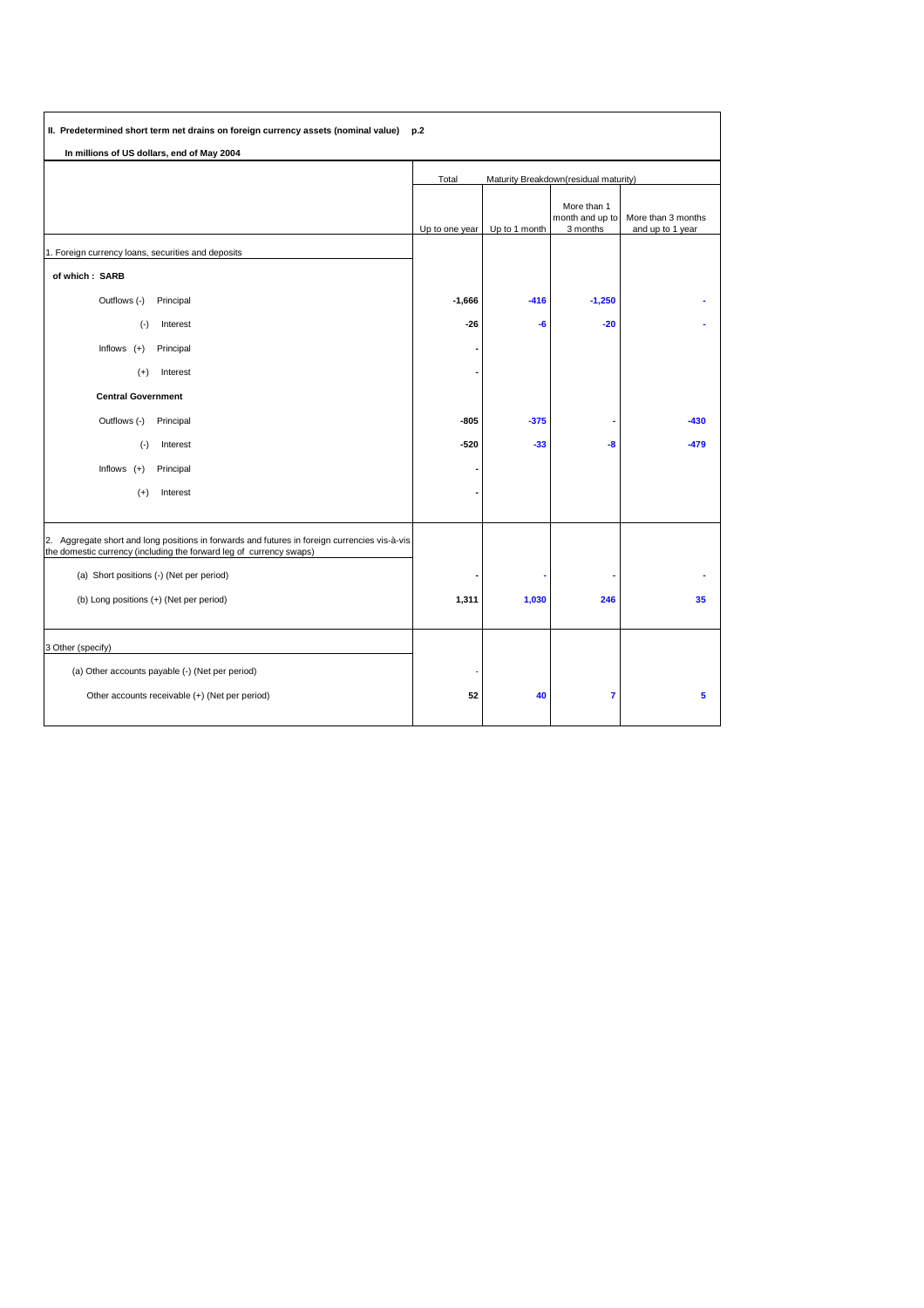**II. Predetermined short term net drains on foreign currency assets (nominal value) p.2**

**In millions of US dollars, end of May 2004**

| | Total | Maturity Breakdown(residual maturity) | | |
|---|---|---|---|---|
| | Up to one year | Up to 1 month | More than 1 month and up to 3 months | More than 3 months and up to 1 year |
| 1. Foreign currency loans, securities and deposits | | | | |
| **of which : SARB** | | | | |
| Outflows (-) Principal | **-1,666** | **-416** | **-1,250** | **-** |
| (-) Interest | **-26** | **-6** | **-20** | **-** |
| Inflows (+) Principal | **-** | | | |
| (+) Interest | **-** | | | |
| **Central Government** | | | | |
| Outflows (-) Principal | **-805** | **-375** | **-** | **-430** |
| (-) Interest | **-520** | **-33** | **-8** | **-479** |
| Inflows (+) Principal | **-** | | | |
| (+) Interest | **-** | | | |
| 2. Aggregate short and long positions in forwards and futures in foreign currencies vis-à-vis the domestic currency (including the forward leg of currency swaps) | | | | |
| (a) Short positions (-) (Net per period) | **-** | **-** | **-** | **-** |
| (b) Long positions (+) (Net per period) | **1,311** | **1,030** | **246** | **35** |
| 3 Other (specify) | | | | |
| (a) Other accounts payable (-) (Net per period) | - | | | |
| Other accounts receivable (+) (Net per period) | **52** | **40** | **7** | **5** |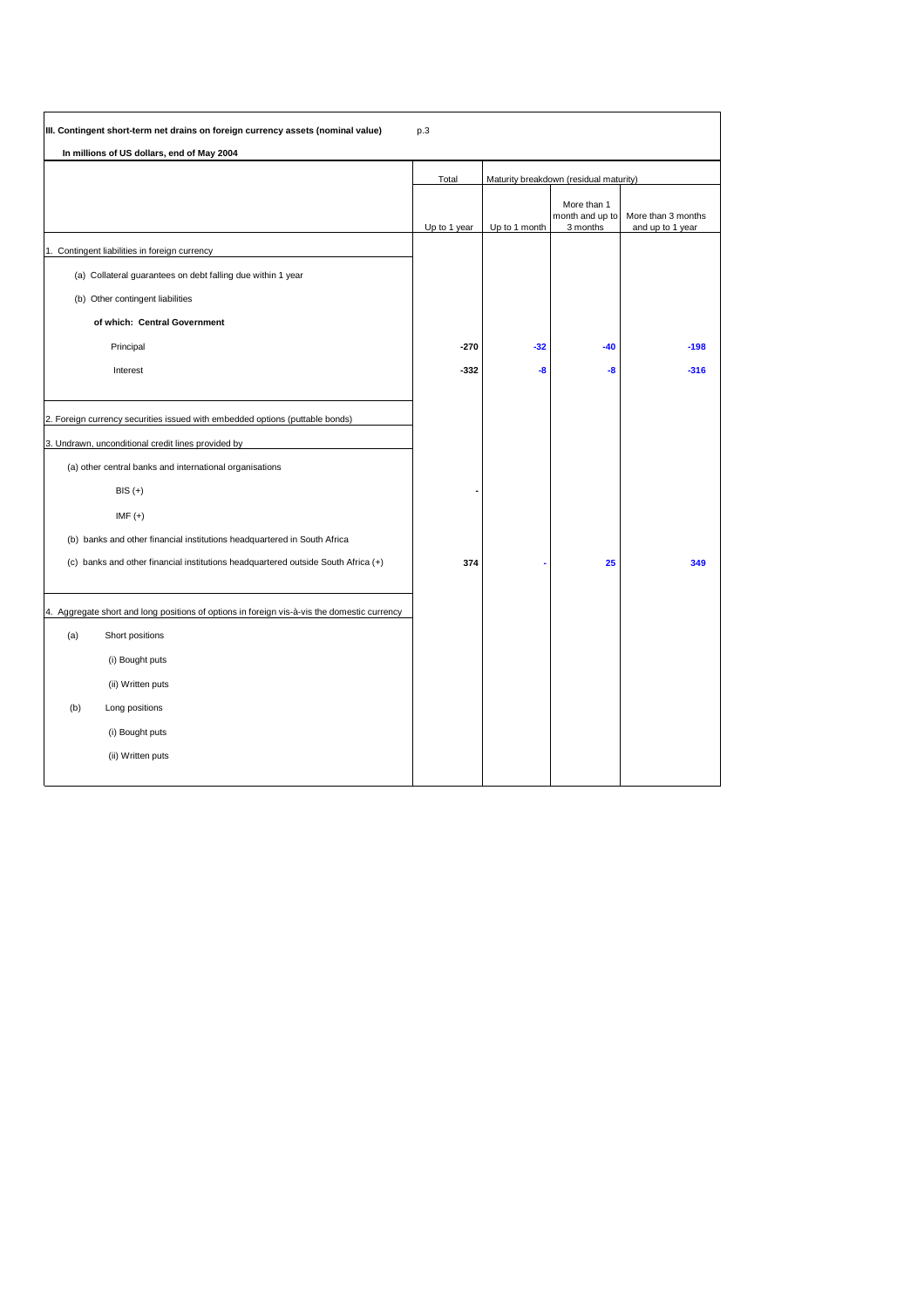**III. Contingent short-term net drains on foreign currency assets (nominal value)** p.3

**In millions of US dollars, end of May 2004**

| | Total | Maturity breakdown (residual maturity) | | |
|---|---|---|---|---|
| | Up to 1 year | Up to 1 month | More than 1 month and up to 3 months | More than 3 months and up to 1 year |
| 1. Contingent liabilities in foreign currency | | | | |
| (a) Collateral guarantees on debt falling due within 1 year | | | | |
| (b) Other contingent liabilities | | | | |
| **of which: Central Government** | | | | |
| Principal | **-270** | **-32** | **-40** | **-198** |
| Interest | **-332** | **-8** | **-8** | **-316** |
| 2. Foreign currency securities issued with embedded options (puttable bonds) | | | | |
| 3. Undrawn, unconditional credit lines provided by | | | | |
| (a) other central banks and international organisations | | | | |
| BIS (+) | - | | | |
| IMF (+) | | | | |
| (b) banks and other financial institutions headquartered in South Africa | | | | |
| (c) banks and other financial institutions headquartered outside South Africa (+) | **374** | - | **25** | **349** |
| 4. Aggregate short and long positions of options in foreign vis-à-vis the domestic currency | | | | |
| (a) Short positions | | | | |
| (i) Bought puts | | | | |
| (ii) Written puts | | | | |
| (b) Long positions | | | | |
| (i) Bought puts | | | | |
| (ii) Written puts | | | | |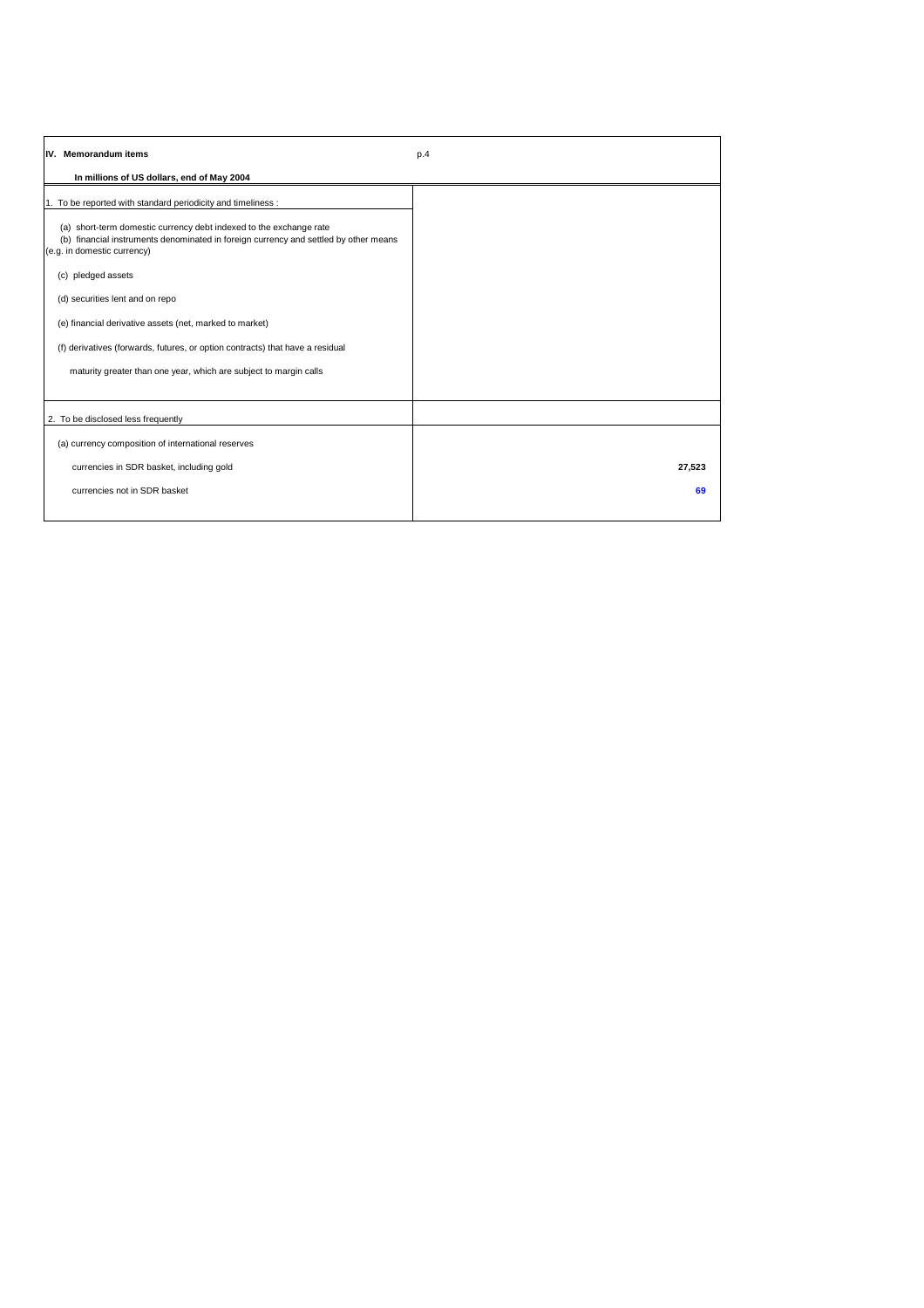| IV. Memorandum items | p.4 |
|---|---|
| **In millions of US dollars, end of May 2004** | |
| 1. To be reported with standard periodicity and timeliness : | |
| (a) short-term domestic currency debt indexed to the exchange rate | |
| (b) financial instruments denominated in foreign currency and settled by other means (e.g. in domestic currency) | |
| (c) pledged assets | |
| (d) securities lent and on repo | |
| (e) financial derivative assets (net, marked to market) | |
| (f) derivatives (forwards, futures, or option contracts) that have a residual maturity greater than one year, which are subject to margin calls | |
| 2. To be disclosed less frequently | |
| (a) currency composition of international reserves | |
| currencies in SDR basket, including gold | **27,523** |
| currencies not in SDR basket | **69** |